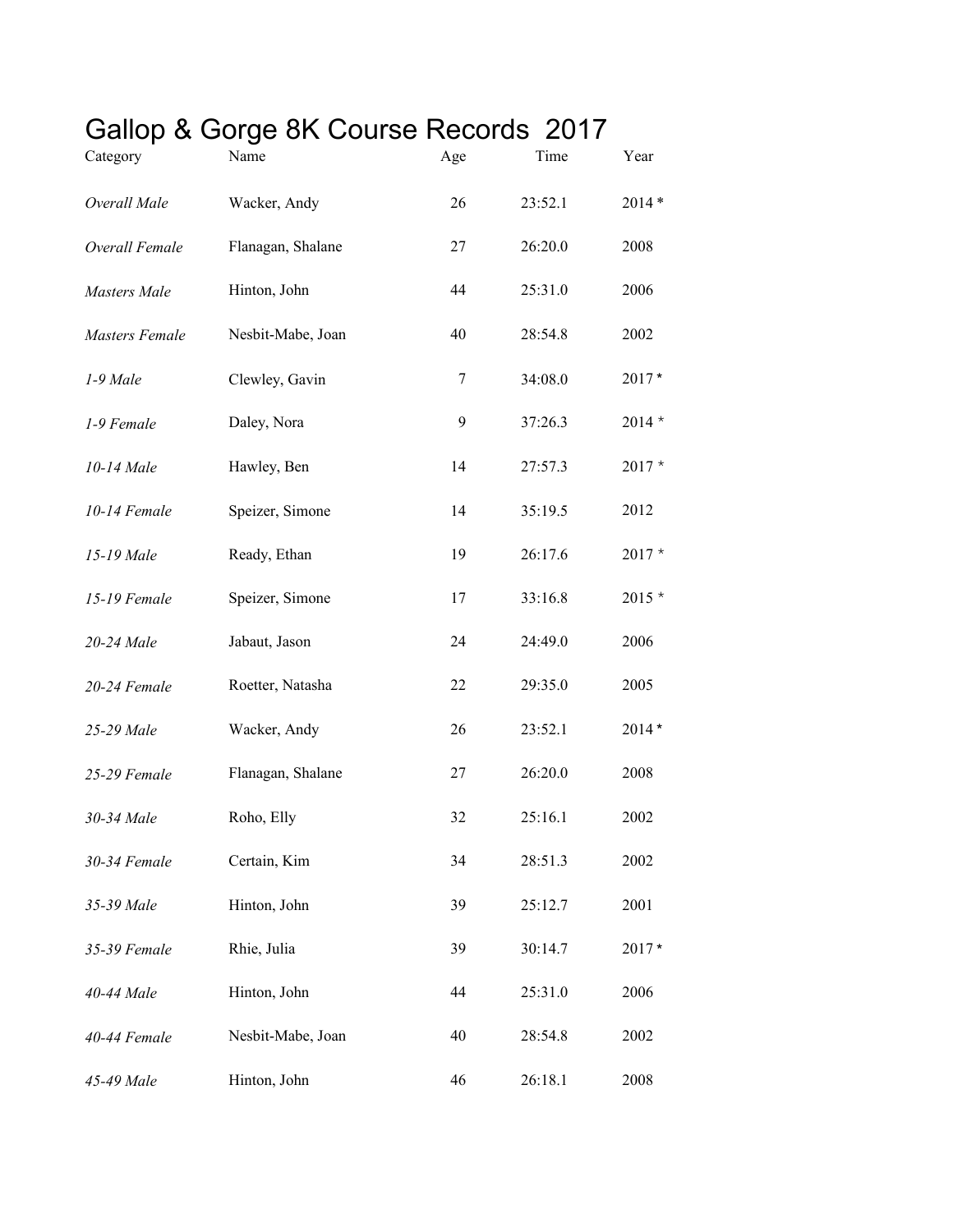# Gallop & Gorge 8K Course Records 2017

| Category | Name | Age | Time | Year |
|---|---|---|---|---|
| *Overall Male* | Wacker, Andy | 26 | 23:52.1 | 2014 * |
| *Overall Female* | Flanagan, Shalane | 27 | 26:20.0 | 2008 |
| *Masters Male* | Hinton, John | 44 | 25:31.0 | 2006 |
| *Masters Female* | Nesbit-Mabe, Joan | 40 | 28:54.8 | 2002 |
| *1-9 Male* | Clewley, Gavin | 7 | 34:08.0 | 2017 * |
| *1-9 Female* | Daley, Nora | 9 | 37:26.3 | 2014 * |
| *10-14 Male* | Hawley, Ben | 14 | 27:57.3 | 2017 * |
| *10-14 Female* | Speizer, Simone | 14 | 35:19.5 | 2012 |
| *15-19 Male* | Ready, Ethan | 19 | 26:17.6 | 2017 * |
| *15-19 Female* | Speizer, Simone | 17 | 33:16.8 | 2015 * |
| *20-24 Male* | Jabaut, Jason | 24 | 24:49.0 | 2006 |
| *20-24 Female* | Roetter, Natasha | 22 | 29:35.0 | 2005 |
| *25-29 Male* | Wacker, Andy | 26 | 23:52.1 | 2014 * |
| *25-29 Female* | Flanagan, Shalane | 27 | 26:20.0 | 2008 |
| *30-34 Male* | Roho, Elly | 32 | 25:16.1 | 2002 |
| *30-34 Female* | Certain, Kim | 34 | 28:51.3 | 2002 |
| *35-39 Male* | Hinton, John | 39 | 25:12.7 | 2001 |
| *35-39 Female* | Rhie, Julia | 39 | 30:14.7 | 2017 * |
| *40-44 Male* | Hinton, John | 44 | 25:31.0 | 2006 |
| *40-44 Female* | Nesbit-Mabe, Joan | 40 | 28:54.8 | 2002 |
| *45-49 Male* | Hinton, John | 46 | 26:18.1 | 2008 |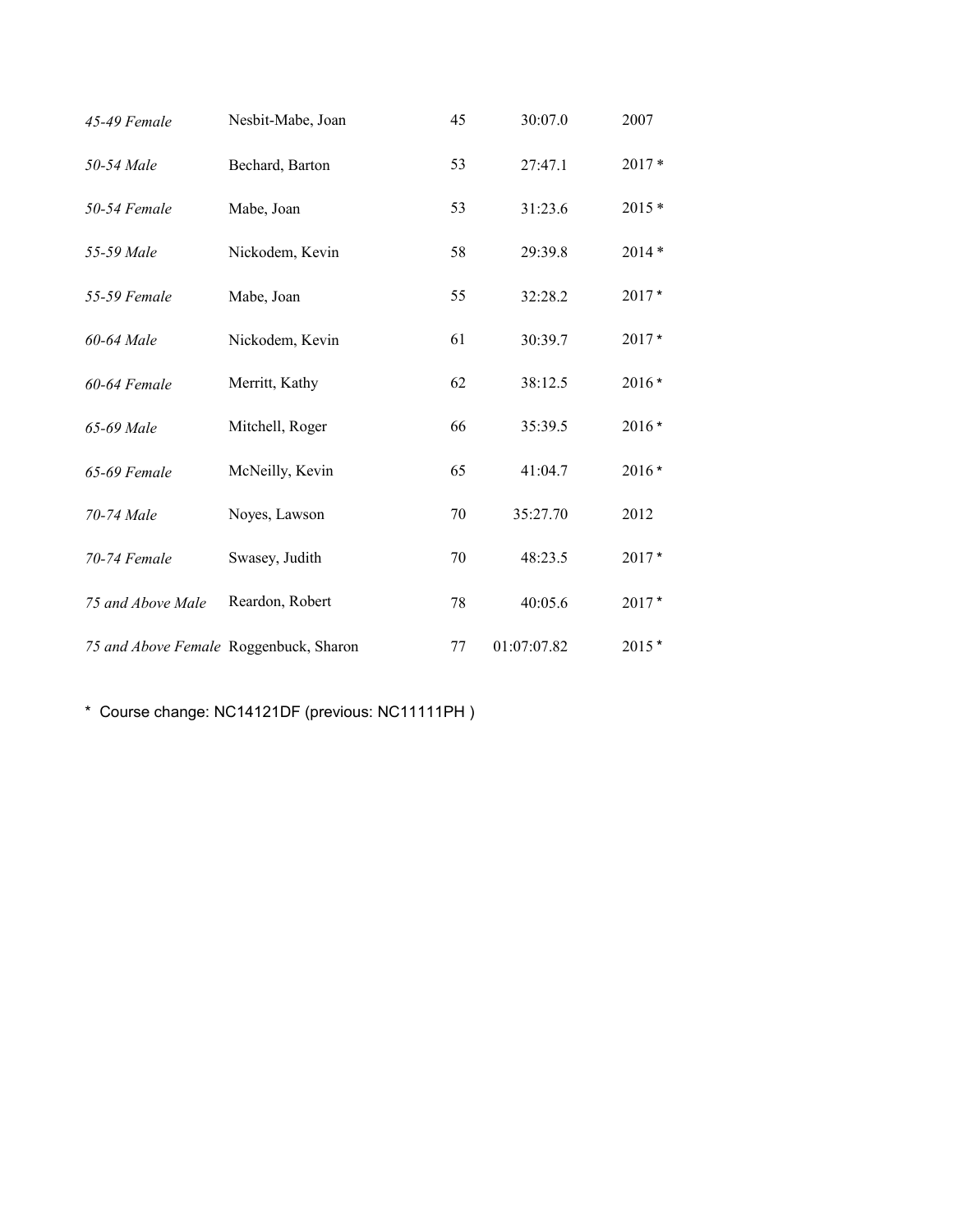| | | | | |
|---|---|---|---|---|
| *45-49 Female* | Nesbit-Mabe, Joan | 45 | 30:07.0 | 2007 |
| *50-54 Male* | Bechard, Barton | 53 | 27:47.1 | 2017 * |
| *50-54 Female* | Mabe, Joan | 53 | 31:23.6 | 2015 * |
| *55-59 Male* | Nickodem, Kevin | 58 | 29:39.8 | 2014 * |
| *55-59 Female* | Mabe, Joan | 55 | 32:28.2 | 2017 * |
| *60-64 Male* | Nickodem, Kevin | 61 | 30:39.7 | 2017 * |
| *60-64 Female* | Merritt, Kathy | 62 | 38:12.5 | 2016 * |
| *65-69 Male* | Mitchell, Roger | 66 | 35:39.5 | 2016 * |
| *65-69 Female* | McNeilly, Kevin | 65 | 41:04.7 | 2016 * |
| *70-74 Male* | Noyes, Lawson | 70 | 35:27.70 | 2012 |
| *70-74 Female* | Swasey, Judith | 70 | 48:23.5 | 2017 * |
| *75 and Above Male* | Reardon, Robert | 78 | 40:05.6 | 2017 * |
| *75 and Above Female* | Roggenbuck, Sharon | 77 | 01:07:07.82 | 2015 * |

* Course change: NC14121DF (previous: NC11111PH )